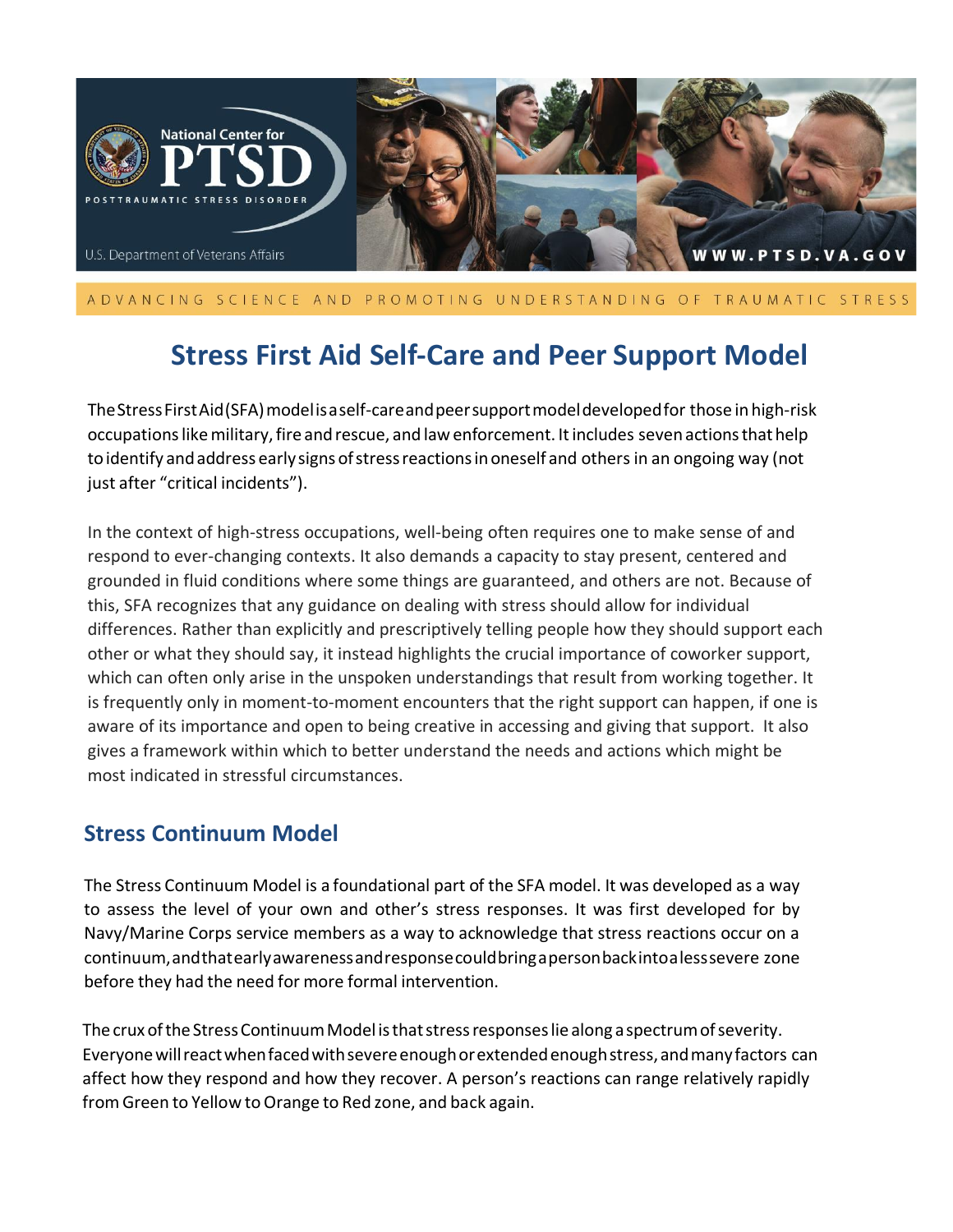National Center for PTSD

POSTTRAUMATIC STRESS DISORDER

U.S. Department of Veterans Affairs

WWW.PTSD.VA.GOV

ADVANCING SCIENCE AND PROMOTING UNDERSTANDING OF TRAUMATIC STRESS

# Stress First Aid Self-Care and Peer Support Model

The Stress First Aid (SFA) model is a self-care and peer support model developed for those in high-risk occupations like military, fire and rescue, and law enforcement. It includes seven actions that help to identify and address early signs of stress reactions in oneself and others in an ongoing way (not just after "critical incidents").

In the context of high-stress occupations, well-being often requires one to make sense of and respond to ever-changing contexts. It also demands a capacity to stay present, centered and grounded in fluid conditions where some things are guaranteed, and others are not. Because of this, SFA recognizes that any guidance on dealing with stress should allow for individual differences. Rather than explicitly and prescriptively telling people how they should support each other or what they should say, it instead highlights the crucial importance of coworker support, which can often only arise in the unspoken understandings that result from working together. It is frequently only in moment-to-moment encounters that the right support can happen, if one is aware of its importance and open to being creative in accessing and giving that support. It also gives a framework within which to better understand the needs and actions which might be most indicated in stressful circumstances.

## Stress Continuum Model

The Stress Continuum Model is a foundational part of the SFA model. It was developed as a way to assess the level of your own and other's stress responses. It was first developed for by Navy/Marine Corps service members as a way to acknowledge that stress reactions occur on a continuum, and that early awareness and response could bring a person back into a less severe zone before they had the need for more formal intervention.

The crux of the Stress Continuum Model is that stress responses lie along a spectrum of severity. Everyone will react when faced with severe enough or extended enough stress, and many factors can affect how they respond and how they recover. A person's reactions can range relatively rapidly from Green to Yellow to Orange to Red zone, and back again.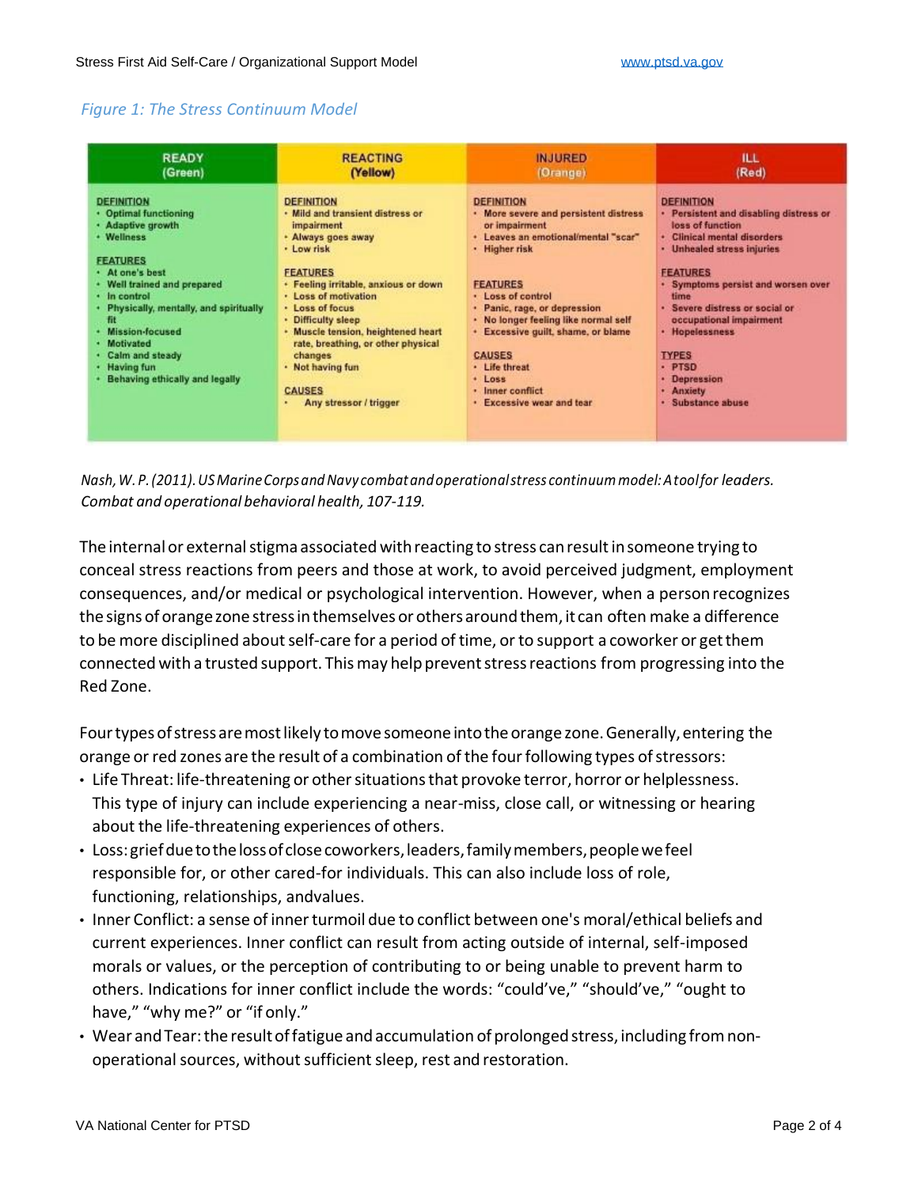*Figure 1: The Stress Continuum Model*

| READY (Green) | REACTING (Yellow) | INJURED (Orange) | ILL (Red) |
| --- | --- | --- | --- |
| DEFINITION<br>• Optimal functioning<br>• Adaptive growth<br>• Wellness<br><br>FEATURES<br>• At one's best<br>• Well trained and prepared<br>• In control<br>• Physically, mentally, and spiritually fit<br>• Mission-focused<br>• Motivated<br>• Calm and steady<br>• Having fun<br>• Behaving ethically and legally | DEFINITION<br>• Mild and transient distress or impairment<br>• Always goes away<br>• Low risk<br><br>FEATURES<br>• Feeling irritable, anxious or down<br>• Loss of motivation<br>• Loss of focus<br>• Difficulty sleep<br>• Muscle tension, heightened heart rate, breathing, or other physical changes<br>• Not having fun<br><br>CAUSES<br>• Any stressor / trigger | DEFINITION<br>• More severe and persistent distress or impairment<br>• Leaves an emotional/mental "scar"<br>• Higher risk<br><br>FEATURES<br>• Loss of control<br>• Panic, rage, or depression<br>• No longer feeling like normal self<br>• Excessive guilt, shame, or blame<br><br>CAUSES<br>• Life threat<br>• Loss<br>• Inner conflict<br>• Excessive wear and tear | DEFINITION<br>• Persistent and disabling distress or loss of function<br>• Clinical mental disorders<br>• Unhealed stress injuries<br><br>FEATURES<br>• Symptoms persist and worsen over time<br>• Severe distress or social or occupational impairment<br>• Hopelessness<br><br>TYPES<br>• PTSD<br>• Depression<br>• Anxiety<br>• Substance abuse |

*Nash, W. P. (2011). US Marine Corps and Navy combat and operational stress continuum model: A tool for leaders. Combat and operational behavioral health, 107-119.*

The internal or external stigma associated with reacting to stress can result in someone trying to conceal stress reactions from peers and those at work, to avoid perceived judgment, employment consequences, and/or medical or psychological intervention. However, when a person recognizes the signs of orange zone stress in themselves or others around them, it can often make a difference to be more disciplined about self-care for a period of time, or to support a coworker or get them connected with a trusted support. This may help prevent stress reactions from progressing into the Red Zone.

Four types of stress are most likely to move someone into the orange zone. Generally, entering the orange or red zones are the result of a combination of the four following types of stressors:

- Life Threat: life-threatening or other situations that provoke terror, horror or helplessness. This type of injury can include experiencing a near-miss, close call, or witnessing or hearing about the life-threatening experiences of others.
- Loss: grief due to the loss of close coworkers, leaders, family members, people we feel responsible for, or other cared-for individuals. This can also include loss of role, functioning, relationships, andvalues.
- Inner Conflict: a sense of inner turmoil due to conflict between one's moral/ethical beliefs and current experiences. Inner conflict can result from acting outside of internal, self-imposed morals or values, or the perception of contributing to or being unable to prevent harm to others. Indications for inner conflict include the words: "could've," "should've," "ought to have," "why me?" or "if only."
- Wear and Tear: the result of fatigue and accumulation of prolonged stress, including from non-operational sources, without sufficient sleep, rest and restoration.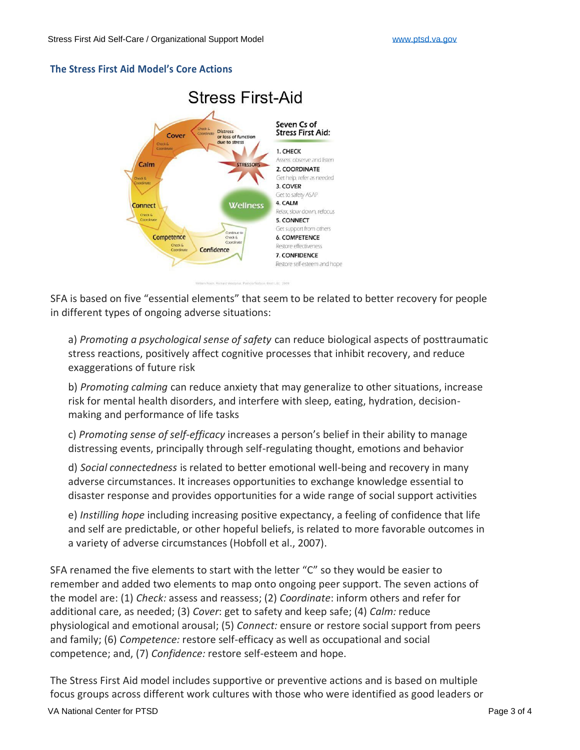### The Stress First Aid Model's Core Actions

SFA is based on five "essential elements" that seem to be related to better recovery for people in different types of ongoing adverse situations:

a) *Promoting a psychological sense of safety* can reduce biological aspects of posttraumatic stress reactions, positively affect cognitive processes that inhibit recovery, and reduce exaggerations of future risk

b) *Promoting calming* can reduce anxiety that may generalize to other situations, increase risk for mental health disorders, and interfere with sleep, eating, hydration, decision-making and performance of life tasks

c) *Promoting sense of self-efficacy* increases a person's belief in their ability to manage distressing events, principally through self-regulating thought, emotions and behavior

d) *Social connectedness* is related to better emotional well-being and recovery in many adverse circumstances. It increases opportunities to exchange knowledge essential to disaster response and provides opportunities for a wide range of social support activities

e) *Instilling hope* including increasing positive expectancy, a feeling of confidence that life and self are predictable, or other hopeful beliefs, is related to more favorable outcomes in a variety of adverse circumstances (Hobfoll et al., 2007).

SFA renamed the five elements to start with the letter "C" so they would be easier to remember and added two elements to map onto ongoing peer support. The seven actions of the model are: (1) *Check:* assess and reassess; (2) *Coordinate*: inform others and refer for additional care, as needed; (3) *Cover*: get to safety and keep safe; (4) *Calm:* reduce physiological and emotional arousal; (5) *Connect:* ensure or restore social support from peers and family; (6) *Competence:* restore self-efficacy as well as occupational and social competence; and, (7) *Confidence:* restore self-esteem and hope.

The Stress First Aid model includes supportive or preventive actions and is based on multiple focus groups across different work cultures with those who were identified as good leaders or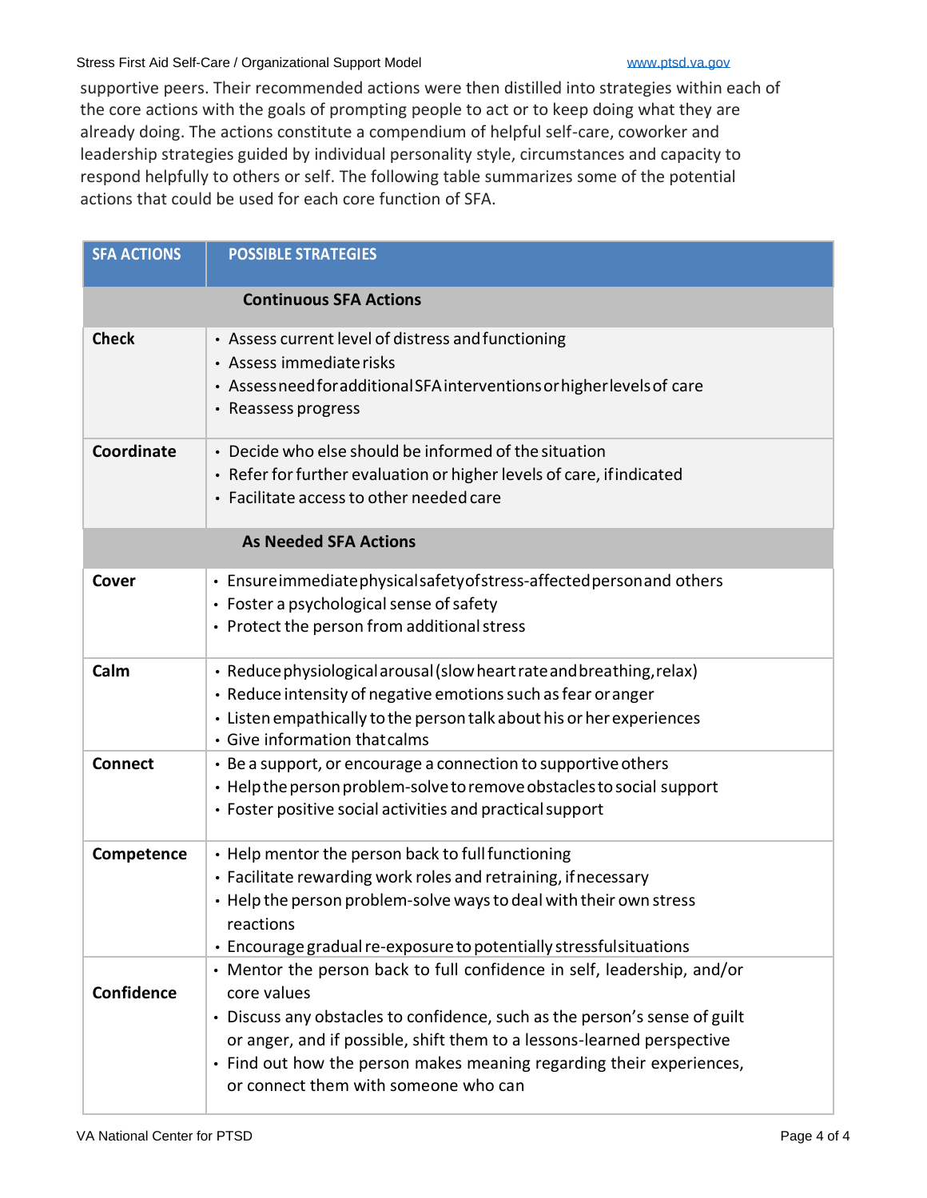supportive peers. Their recommended actions were then distilled into strategies within each of the core actions with the goals of prompting people to act or to keep doing what they are already doing. The actions constitute a compendium of helpful self-care, coworker and leadership strategies guided by individual personality style, circumstances and capacity to respond helpfully to others or self. The following table summarizes some of the potential actions that could be used for each core function of SFA.

| SFA ACTIONS | POSSIBLE STRATEGIES |
|---|---|
| **Continuous SFA Actions** | |
| **Check** | • Assess current level of distress and functioning<br>• Assess immediate risks<br>• Assess need for additional SFA interventions or higher levels of care<br>• Reassess progress |
| **Coordinate** | • Decide who else should be informed of the situation<br>• Refer for further evaluation or higher levels of care, if indicated<br>• Facilitate access to other needed care |
| **As Needed SFA Actions** | |
| **Cover** | • Ensure immediate physical safety of stress-affected person and others<br>• Foster a psychological sense of safety<br>• Protect the person from additional stress |
| **Calm** | • Reduce physiological arousal (slow heart rate and breathing, relax)<br>• Reduce intensity of negative emotions such as fear or anger<br>• Listen empathically to the person talk about his or her experiences<br>• Give information that calms |
| **Connect** | • Be a support, or encourage a connection to supportive others<br>• Help the person problem-solve to remove obstacles to social support<br>• Foster positive social activities and practical support |
| **Competence** | • Help mentor the person back to full functioning<br>• Facilitate rewarding work roles and retraining, if necessary<br>• Help the person problem-solve ways to deal with their own stress reactions<br>• Encourage gradual re-exposure to potentially stressful situations |
| **Confidence** | • Mentor the person back to full confidence in self, leadership, and/or core values<br>• Discuss any obstacles to confidence, such as the person's sense of guilt or anger, and if possible, shift them to a lessons-learned perspective<br>• Find out how the person makes meaning regarding their experiences, or connect them with someone who can |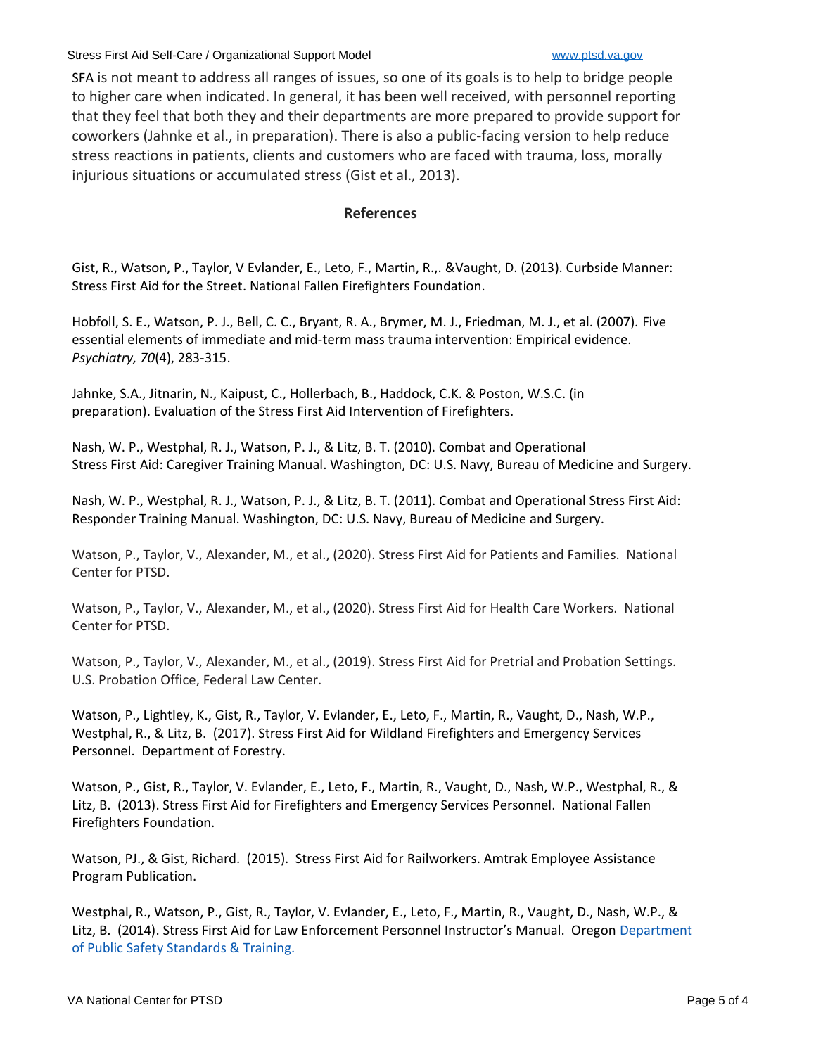SFA is not meant to address all ranges of issues, so one of its goals is to help to bridge people to higher care when indicated. In general, it has been well received, with personnel reporting that they feel that both they and their departments are more prepared to provide support for coworkers (Jahnke et al., in preparation). There is also a public-facing version to help reduce stress reactions in patients, clients and customers who are faced with trauma, loss, morally injurious situations or accumulated stress (Gist et al., 2013).

## References

Gist, R., Watson, P., Taylor, V Evlander, E., Leto, F., Martin, R.,. &Vaught, D. (2013). Curbside Manner: Stress First Aid for the Street. National Fallen Firefighters Foundation.

Hobfoll, S. E., Watson, P. J., Bell, C. C., Bryant, R. A., Brymer, M. J., Friedman, M. J., et al. (2007). Five essential elements of immediate and mid-term mass trauma intervention: Empirical evidence. *Psychiatry, 70*(4), 283-315.

Jahnke, S.A., Jitnarin, N., Kaipust, C., Hollerbach, B., Haddock, C.K. & Poston, W.S.C. (in preparation). Evaluation of the Stress First Aid Intervention of Firefighters.

Nash, W. P., Westphal, R. J., Watson, P. J., & Litz, B. T. (2010). Combat and Operational Stress First Aid: Caregiver Training Manual. Washington, DC: U.S. Navy, Bureau of Medicine and Surgery.

Nash, W. P., Westphal, R. J., Watson, P. J., & Litz, B. T. (2011). Combat and Operational Stress First Aid: Responder Training Manual. Washington, DC: U.S. Navy, Bureau of Medicine and Surgery.

Watson, P., Taylor, V., Alexander, M., et al., (2020). Stress First Aid for Patients and Families. National Center for PTSD.

Watson, P., Taylor, V., Alexander, M., et al., (2020). Stress First Aid for Health Care Workers. National Center for PTSD.

Watson, P., Taylor, V., Alexander, M., et al., (2019). Stress First Aid for Pretrial and Probation Settings. U.S. Probation Office, Federal Law Center.

Watson, P., Lightley, K., Gist, R., Taylor, V. Evlander, E., Leto, F., Martin, R., Vaught, D., Nash, W.P., Westphal, R., & Litz, B. (2017). Stress First Aid for Wildland Firefighters and Emergency Services Personnel. Department of Forestry.

Watson, P., Gist, R., Taylor, V. Evlander, E., Leto, F., Martin, R., Vaught, D., Nash, W.P., Westphal, R., & Litz, B. (2013). Stress First Aid for Firefighters and Emergency Services Personnel. National Fallen Firefighters Foundation.

Watson, PJ., & Gist, Richard. (2015). Stress First Aid for Railworkers. Amtrak Employee Assistance Program Publication.

Westphal, R., Watson, P., Gist, R., Taylor, V. Evlander, E., Leto, F., Martin, R., Vaught, D., Nash, W.P., & Litz, B. (2014). Stress First Aid for Law Enforcement Personnel Instructor's Manual. Oregon Department of Public Safety Standards & Training.